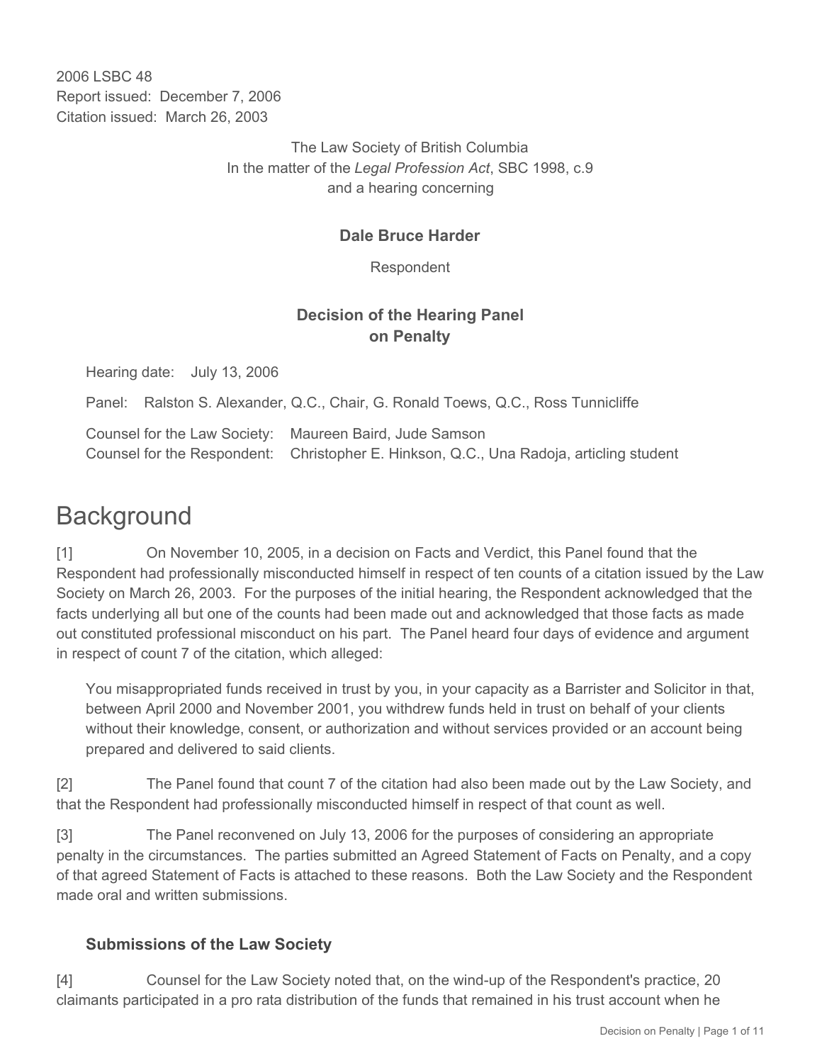2006 LSBC 48
Report issued: December 7, 2006
Citation issued: March 26, 2003

The Law Society of British Columbia
In the matter of the *Legal Profession Act*, SBC 1998, c.9
and a hearing concerning

**Dale Bruce Harder**

Respondent

**Decision of the Hearing Panel on Penalty**

Hearing date: July 13, 2006

Panel: Ralston S. Alexander, Q.C., Chair, G. Ronald Toews, Q.C., Ross Tunnicliffe

Counsel for the Law Society: Maureen Baird, Jude Samson
Counsel for the Respondent: Christopher E. Hinkson, Q.C., Una Radoja, articling student

# Background

[1] On November 10, 2005, in a decision on Facts and Verdict, this Panel found that the Respondent had professionally misconducted himself in respect of ten counts of a citation issued by the Law Society on March 26, 2003. For the purposes of the initial hearing, the Respondent acknowledged that the facts underlying all but one of the counts had been made out and acknowledged that those facts as made out constituted professional misconduct on his part. The Panel heard four days of evidence and argument in respect of count 7 of the citation, which alleged:

> You misappropriated funds received in trust by you, in your capacity as a Barrister and Solicitor in that, between April 2000 and November 2001, you withdrew funds held in trust on behalf of your clients without their knowledge, consent, or authorization and without services provided or an account being prepared and delivered to said clients.

[2] The Panel found that count 7 of the citation had also been made out by the Law Society, and that the Respondent had professionally misconducted himself in respect of that count as well.

[3] The Panel reconvened on July 13, 2006 for the purposes of considering an appropriate penalty in the circumstances. The parties submitted an Agreed Statement of Facts on Penalty, and a copy of that agreed Statement of Facts is attached to these reasons. Both the Law Society and the Respondent made oral and written submissions.

## Submissions of the Law Society

[4] Counsel for the Law Society noted that, on the wind-up of the Respondent's practice, 20 claimants participated in a pro rata distribution of the funds that remained in his trust account when he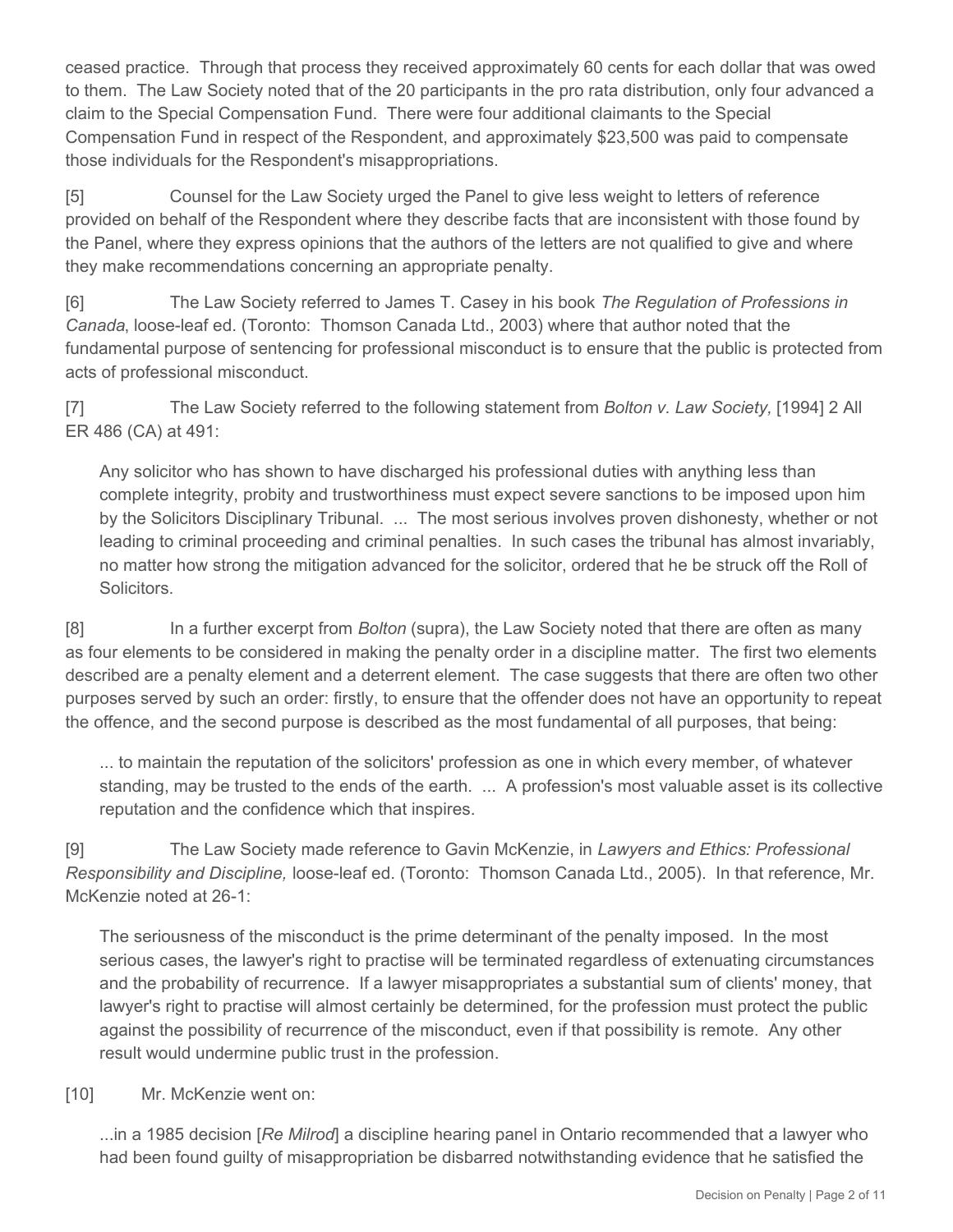ceased practice. Through that process they received approximately 60 cents for each dollar that was owed to them. The Law Society noted that of the 20 participants in the pro rata distribution, only four advanced a claim to the Special Compensation Fund. There were four additional claimants to the Special Compensation Fund in respect of the Respondent, and approximately $23,500 was paid to compensate those individuals for the Respondent's misappropriations.

[5] Counsel for the Law Society urged the Panel to give less weight to letters of reference provided on behalf of the Respondent where they describe facts that are inconsistent with those found by the Panel, where they express opinions that the authors of the letters are not qualified to give and where they make recommendations concerning an appropriate penalty.

[6] The Law Society referred to James T. Casey in his book *The Regulation of Professions in Canada*, loose-leaf ed. (Toronto: Thomson Canada Ltd., 2003) where that author noted that the fundamental purpose of sentencing for professional misconduct is to ensure that the public is protected from acts of professional misconduct.

[7] The Law Society referred to the following statement from *Bolton v. Law Society,* [1994] 2 All ER 486 (CA) at 491:

> Any solicitor who has shown to have discharged his professional duties with anything less than complete integrity, probity and trustworthiness must expect severe sanctions to be imposed upon him by the Solicitors Disciplinary Tribunal. ... The most serious involves proven dishonesty, whether or not leading to criminal proceeding and criminal penalties. In such cases the tribunal has almost invariably, no matter how strong the mitigation advanced for the solicitor, ordered that he be struck off the Roll of Solicitors.

[8] In a further excerpt from *Bolton* (supra), the Law Society noted that there are often as many as four elements to be considered in making the penalty order in a discipline matter. The first two elements described are a penalty element and a deterrent element. The case suggests that there are often two other purposes served by such an order: firstly, to ensure that the offender does not have an opportunity to repeat the offence, and the second purpose is described as the most fundamental of all purposes, that being:

> ... to maintain the reputation of the solicitors' profession as one in which every member, of whatever standing, may be trusted to the ends of the earth. ... A profession's most valuable asset is its collective reputation and the confidence which that inspires.

[9] The Law Society made reference to Gavin McKenzie, in *Lawyers and Ethics: Professional Responsibility and Discipline,* loose-leaf ed. (Toronto: Thomson Canada Ltd., 2005). In that reference, Mr. McKenzie noted at 26-1:

> The seriousness of the misconduct is the prime determinant of the penalty imposed. In the most serious cases, the lawyer's right to practise will be terminated regardless of extenuating circumstances and the probability of recurrence. If a lawyer misappropriates a substantial sum of clients' money, that lawyer's right to practise will almost certainly be determined, for the profession must protect the public against the possibility of recurrence of the misconduct, even if that possibility is remote. Any other result would undermine public trust in the profession.

[10] Mr. McKenzie went on:

> ...in a 1985 decision [*Re Milrod*] a discipline hearing panel in Ontario recommended that a lawyer who had been found guilty of misappropriation be disbarred notwithstanding evidence that he satisfied the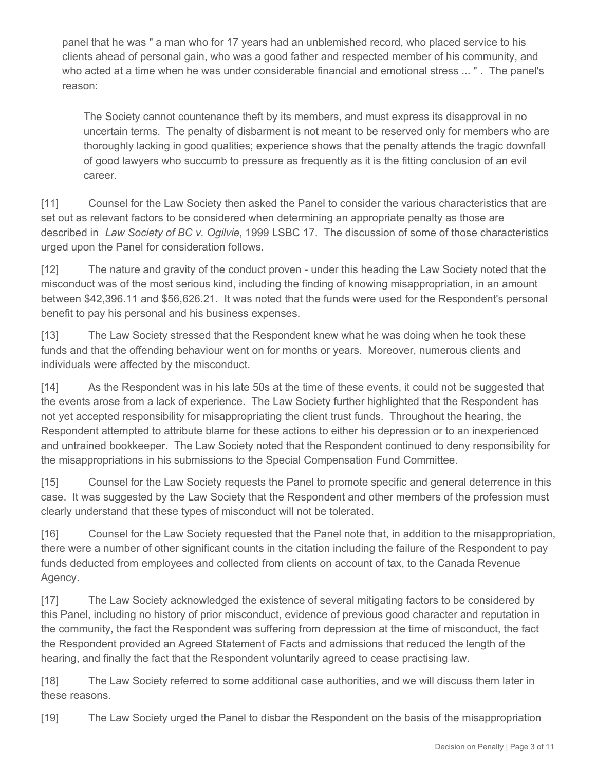panel that he was " a man who for 17 years had an unblemished record, who placed service to his clients ahead of personal gain, who was a good father and respected member of his community, and who acted at a time when he was under considerable financial and emotional stress ... " . The panel's reason:

> The Society cannot countenance theft by its members, and must express its disapproval in no uncertain terms. The penalty of disbarment is not meant to be reserved only for members who are thoroughly lacking in good qualities; experience shows that the penalty attends the tragic downfall of good lawyers who succumb to pressure as frequently as it is the fitting conclusion of an evil career.

[11] Counsel for the Law Society then asked the Panel to consider the various characteristics that are set out as relevant factors to be considered when determining an appropriate penalty as those are described in *Law Society of BC v. Ogilvie*, 1999 LSBC 17. The discussion of some of those characteristics urged upon the Panel for consideration follows.

[12] The nature and gravity of the conduct proven - under this heading the Law Society noted that the misconduct was of the most serious kind, including the finding of knowing misappropriation, in an amount between $42,396.11 and $56,626.21. It was noted that the funds were used for the Respondent's personal benefit to pay his personal and his business expenses.

[13] The Law Society stressed that the Respondent knew what he was doing when he took these funds and that the offending behaviour went on for months or years. Moreover, numerous clients and individuals were affected by the misconduct.

[14] As the Respondent was in his late 50s at the time of these events, it could not be suggested that the events arose from a lack of experience. The Law Society further highlighted that the Respondent has not yet accepted responsibility for misappropriating the client trust funds. Throughout the hearing, the Respondent attempted to attribute blame for these actions to either his depression or to an inexperienced and untrained bookkeeper. The Law Society noted that the Respondent continued to deny responsibility for the misappropriations in his submissions to the Special Compensation Fund Committee.

[15] Counsel for the Law Society requests the Panel to promote specific and general deterrence in this case. It was suggested by the Law Society that the Respondent and other members of the profession must clearly understand that these types of misconduct will not be tolerated.

[16] Counsel for the Law Society requested that the Panel note that, in addition to the misappropriation, there were a number of other significant counts in the citation including the failure of the Respondent to pay funds deducted from employees and collected from clients on account of tax, to the Canada Revenue Agency.

[17] The Law Society acknowledged the existence of several mitigating factors to be considered by this Panel, including no history of prior misconduct, evidence of previous good character and reputation in the community, the fact the Respondent was suffering from depression at the time of misconduct, the fact the Respondent provided an Agreed Statement of Facts and admissions that reduced the length of the hearing, and finally the fact that the Respondent voluntarily agreed to cease practising law.

[18] The Law Society referred to some additional case authorities, and we will discuss them later in these reasons.

[19] The Law Society urged the Panel to disbar the Respondent on the basis of the misappropriation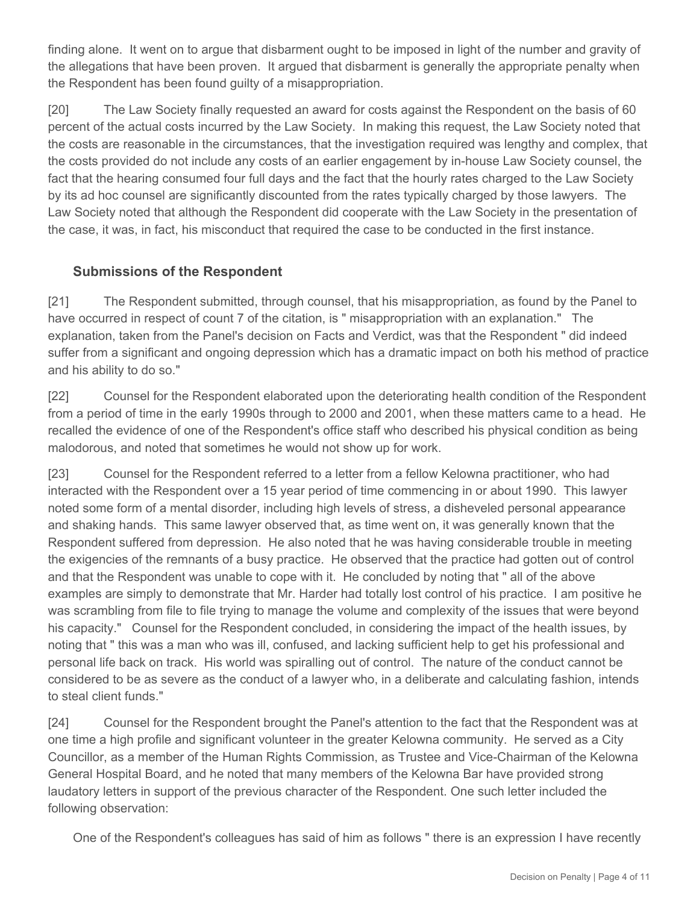finding alone. It went on to argue that disbarment ought to be imposed in light of the number and gravity of the allegations that have been proven. It argued that disbarment is generally the appropriate penalty when the Respondent has been found guilty of a misappropriation.

[20] The Law Society finally requested an award for costs against the Respondent on the basis of 60 percent of the actual costs incurred by the Law Society. In making this request, the Law Society noted that the costs are reasonable in the circumstances, that the investigation required was lengthy and complex, that the costs provided do not include any costs of an earlier engagement by in-house Law Society counsel, the fact that the hearing consumed four full days and the fact that the hourly rates charged to the Law Society by its ad hoc counsel are significantly discounted from the rates typically charged by those lawyers. The Law Society noted that although the Respondent did cooperate with the Law Society in the presentation of the case, it was, in fact, his misconduct that required the case to be conducted in the first instance.

### Submissions of the Respondent

[21] The Respondent submitted, through counsel, that his misappropriation, as found by the Panel to have occurred in respect of count 7 of the citation, is " misappropriation with an explanation." The explanation, taken from the Panel's decision on Facts and Verdict, was that the Respondent " did indeed suffer from a significant and ongoing depression which has a dramatic impact on both his method of practice and his ability to do so."

[22] Counsel for the Respondent elaborated upon the deteriorating health condition of the Respondent from a period of time in the early 1990s through to 2000 and 2001, when these matters came to a head. He recalled the evidence of one of the Respondent's office staff who described his physical condition as being malodorous, and noted that sometimes he would not show up for work.

[23] Counsel for the Respondent referred to a letter from a fellow Kelowna practitioner, who had interacted with the Respondent over a 15 year period of time commencing in or about 1990. This lawyer noted some form of a mental disorder, including high levels of stress, a disheveled personal appearance and shaking hands. This same lawyer observed that, as time went on, it was generally known that the Respondent suffered from depression. He also noted that he was having considerable trouble in meeting the exigencies of the remnants of a busy practice. He observed that the practice had gotten out of control and that the Respondent was unable to cope with it. He concluded by noting that " all of the above examples are simply to demonstrate that Mr. Harder had totally lost control of his practice. I am positive he was scrambling from file to file trying to manage the volume and complexity of the issues that were beyond his capacity." Counsel for the Respondent concluded, in considering the impact of the health issues, by noting that " this was a man who was ill, confused, and lacking sufficient help to get his professional and personal life back on track. His world was spiralling out of control. The nature of the conduct cannot be considered to be as severe as the conduct of a lawyer who, in a deliberate and calculating fashion, intends to steal client funds."

[24] Counsel for the Respondent brought the Panel's attention to the fact that the Respondent was at one time a high profile and significant volunteer in the greater Kelowna community. He served as a City Councillor, as a member of the Human Rights Commission, as Trustee and Vice-Chairman of the Kelowna General Hospital Board, and he noted that many members of the Kelowna Bar have provided strong laudatory letters in support of the previous character of the Respondent. One such letter included the following observation:

> One of the Respondent's colleagues has said of him as follows " there is an expression I have recently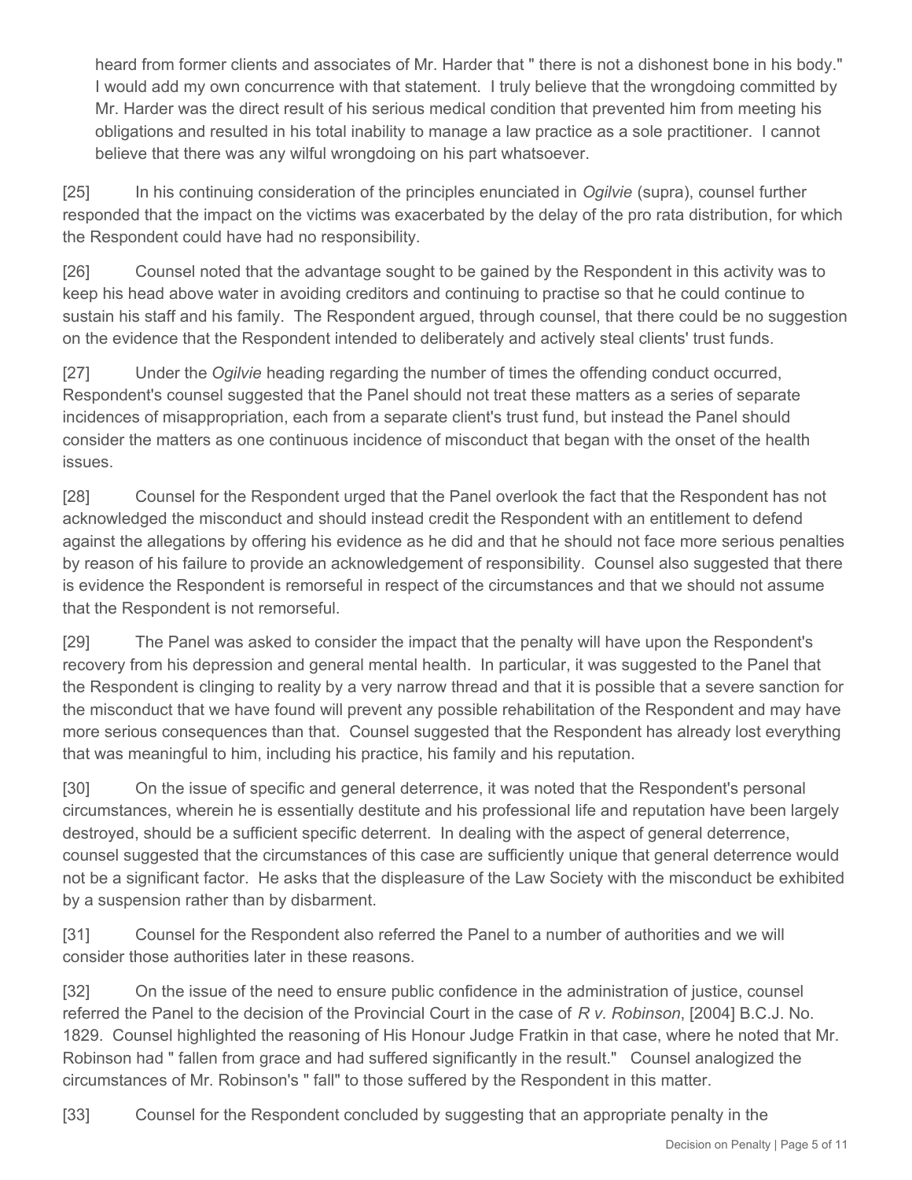heard from former clients and associates of Mr. Harder that " there is not a dishonest bone in his body." I would add my own concurrence with that statement. I truly believe that the wrongdoing committed by Mr. Harder was the direct result of his serious medical condition that prevented him from meeting his obligations and resulted in his total inability to manage a law practice as a sole practitioner. I cannot believe that there was any wilful wrongdoing on his part whatsoever.

[25] In his continuing consideration of the principles enunciated in *Ogilvie* (supra), counsel further responded that the impact on the victims was exacerbated by the delay of the pro rata distribution, for which the Respondent could have had no responsibility.

[26] Counsel noted that the advantage sought to be gained by the Respondent in this activity was to keep his head above water in avoiding creditors and continuing to practise so that he could continue to sustain his staff and his family. The Respondent argued, through counsel, that there could be no suggestion on the evidence that the Respondent intended to deliberately and actively steal clients' trust funds.

[27] Under the *Ogilvie* heading regarding the number of times the offending conduct occurred, Respondent's counsel suggested that the Panel should not treat these matters as a series of separate incidences of misappropriation, each from a separate client's trust fund, but instead the Panel should consider the matters as one continuous incidence of misconduct that began with the onset of the health issues.

[28] Counsel for the Respondent urged that the Panel overlook the fact that the Respondent has not acknowledged the misconduct and should instead credit the Respondent with an entitlement to defend against the allegations by offering his evidence as he did and that he should not face more serious penalties by reason of his failure to provide an acknowledgement of responsibility. Counsel also suggested that there is evidence the Respondent is remorseful in respect of the circumstances and that we should not assume that the Respondent is not remorseful.

[29] The Panel was asked to consider the impact that the penalty will have upon the Respondent's recovery from his depression and general mental health. In particular, it was suggested to the Panel that the Respondent is clinging to reality by a very narrow thread and that it is possible that a severe sanction for the misconduct that we have found will prevent any possible rehabilitation of the Respondent and may have more serious consequences than that. Counsel suggested that the Respondent has already lost everything that was meaningful to him, including his practice, his family and his reputation.

[30] On the issue of specific and general deterrence, it was noted that the Respondent's personal circumstances, wherein he is essentially destitute and his professional life and reputation have been largely destroyed, should be a sufficient specific deterrent. In dealing with the aspect of general deterrence, counsel suggested that the circumstances of this case are sufficiently unique that general deterrence would not be a significant factor. He asks that the displeasure of the Law Society with the misconduct be exhibited by a suspension rather than by disbarment.

[31] Counsel for the Respondent also referred the Panel to a number of authorities and we will consider those authorities later in these reasons.

[32] On the issue of the need to ensure public confidence in the administration of justice, counsel referred the Panel to the decision of the Provincial Court in the case of *R v. Robinson*, [2004] B.C.J. No. 1829. Counsel highlighted the reasoning of His Honour Judge Fratkin in that case, where he noted that Mr. Robinson had " fallen from grace and had suffered significantly in the result." Counsel analogized the circumstances of Mr. Robinson's " fall" to those suffered by the Respondent in this matter.

[33] Counsel for the Respondent concluded by suggesting that an appropriate penalty in the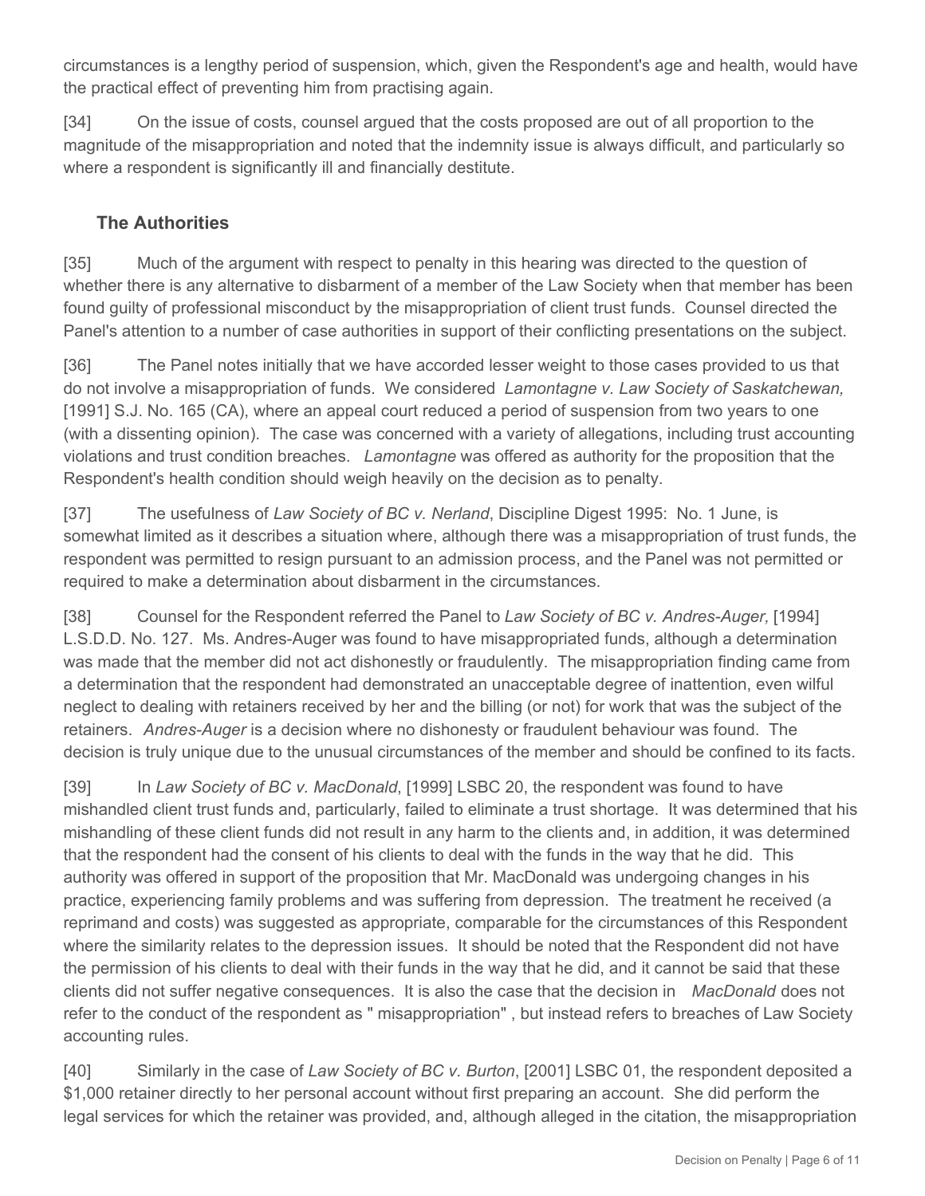circumstances is a lengthy period of suspension, which, given the Respondent's age and health, would have the practical effect of preventing him from practising again.

[34] On the issue of costs, counsel argued that the costs proposed are out of all proportion to the magnitude of the misappropriation and noted that the indemnity issue is always difficult, and particularly so where a respondent is significantly ill and financially destitute.

## The Authorities

[35] Much of the argument with respect to penalty in this hearing was directed to the question of whether there is any alternative to disbarment of a member of the Law Society when that member has been found guilty of professional misconduct by the misappropriation of client trust funds. Counsel directed the Panel's attention to a number of case authorities in support of their conflicting presentations on the subject.

[36] The Panel notes initially that we have accorded lesser weight to those cases provided to us that do not involve a misappropriation of funds. We considered *Lamontagne v. Law Society of Saskatchewan,* [1991] S.J. No. 165 (CA), where an appeal court reduced a period of suspension from two years to one (with a dissenting opinion). The case was concerned with a variety of allegations, including trust accounting violations and trust condition breaches. *Lamontagne* was offered as authority for the proposition that the Respondent's health condition should weigh heavily on the decision as to penalty.

[37] The usefulness of *Law Society of BC v. Nerland*, Discipline Digest 1995: No. 1 June, is somewhat limited as it describes a situation where, although there was a misappropriation of trust funds, the respondent was permitted to resign pursuant to an admission process, and the Panel was not permitted or required to make a determination about disbarment in the circumstances.

[38] Counsel for the Respondent referred the Panel to *Law Society of BC v. Andres-Auger,* [1994] L.S.D.D. No. 127. Ms. Andres-Auger was found to have misappropriated funds, although a determination was made that the member did not act dishonestly or fraudulently. The misappropriation finding came from a determination that the respondent had demonstrated an unacceptable degree of inattention, even wilful neglect to dealing with retainers received by her and the billing (or not) for work that was the subject of the retainers. *Andres-Auger* is a decision where no dishonesty or fraudulent behaviour was found. The decision is truly unique due to the unusual circumstances of the member and should be confined to its facts.

[39] In *Law Society of BC v. MacDonald*, [1999] LSBC 20, the respondent was found to have mishandled client trust funds and, particularly, failed to eliminate a trust shortage. It was determined that his mishandling of these client funds did not result in any harm to the clients and, in addition, it was determined that the respondent had the consent of his clients to deal with the funds in the way that he did. This authority was offered in support of the proposition that Mr. MacDonald was undergoing changes in his practice, experiencing family problems and was suffering from depression. The treatment he received (a reprimand and costs) was suggested as appropriate, comparable for the circumstances of this Respondent where the similarity relates to the depression issues. It should be noted that the Respondent did not have the permission of his clients to deal with their funds in the way that he did, and it cannot be said that these clients did not suffer negative consequences. It is also the case that the decision in *MacDonald* does not refer to the conduct of the respondent as " misappropriation" , but instead refers to breaches of Law Society accounting rules.

[40] Similarly in the case of *Law Society of BC v. Burton*, [2001] LSBC 01, the respondent deposited a $1,000 retainer directly to her personal account without first preparing an account. She did perform the legal services for which the retainer was provided, and, although alleged in the citation, the misappropriation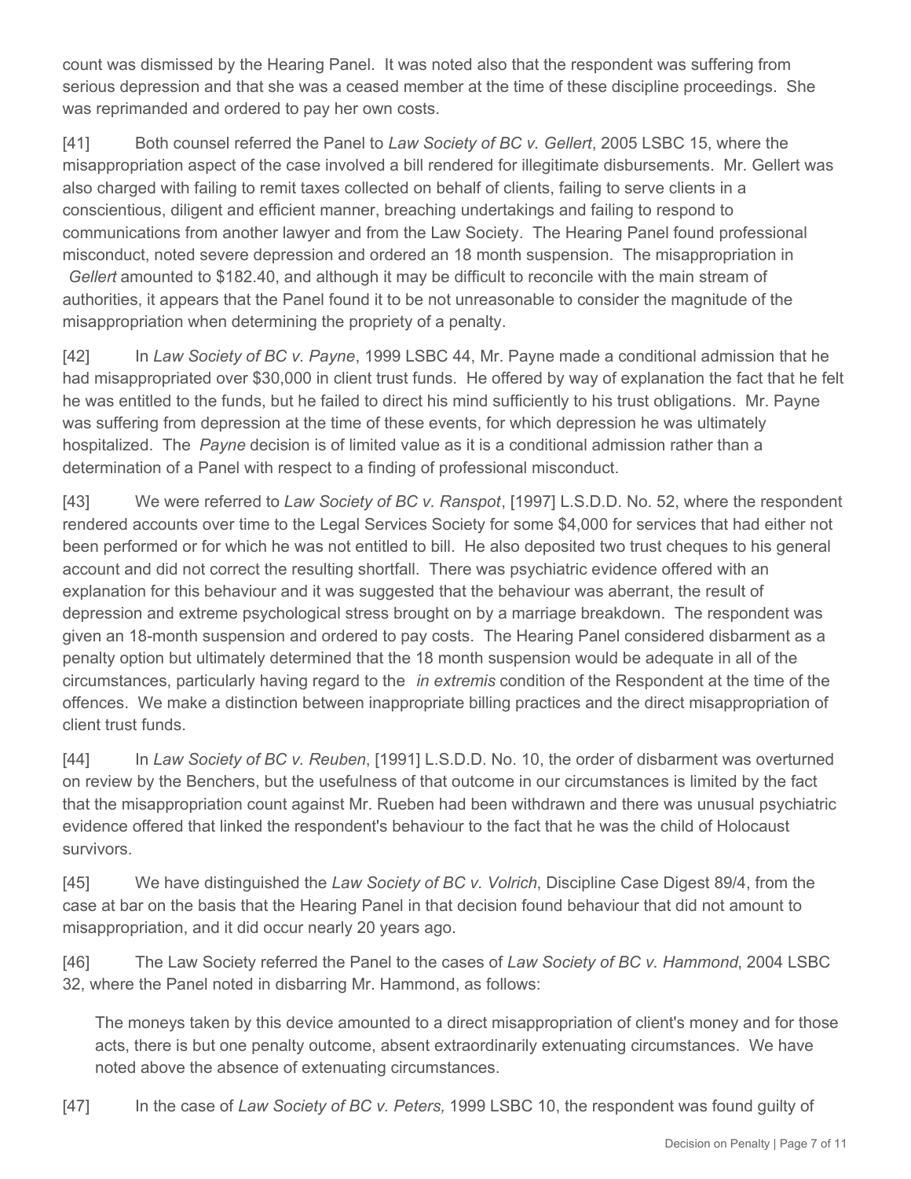count was dismissed by the Hearing Panel. It was noted also that the respondent was suffering from serious depression and that she was a ceased member at the time of these discipline proceedings. She was reprimanded and ordered to pay her own costs.

[41] Both counsel referred the Panel to *Law Society of BC v. Gellert*, 2005 LSBC 15, where the misappropriation aspect of the case involved a bill rendered for illegitimate disbursements. Mr. Gellert was also charged with failing to remit taxes collected on behalf of clients, failing to serve clients in a conscientious, diligent and efficient manner, breaching undertakings and failing to respond to communications from another lawyer and from the Law Society. The Hearing Panel found professional misconduct, noted severe depression and ordered an 18 month suspension. The misappropriation in *Gellert* amounted to $182.40, and although it may be difficult to reconcile with the main stream of authorities, it appears that the Panel found it to be not unreasonable to consider the magnitude of the misappropriation when determining the propriety of a penalty.

[42] In *Law Society of BC v. Payne*, 1999 LSBC 44, Mr. Payne made a conditional admission that he had misappropriated over $30,000 in client trust funds. He offered by way of explanation the fact that he felt he was entitled to the funds, but he failed to direct his mind sufficiently to his trust obligations. Mr. Payne was suffering from depression at the time of these events, for which depression he was ultimately hospitalized. The *Payne* decision is of limited value as it is a conditional admission rather than a determination of a Panel with respect to a finding of professional misconduct.

[43] We were referred to *Law Society of BC v. Ranspot*, [1997] L.S.D.D. No. 52, where the respondent rendered accounts over time to the Legal Services Society for some $4,000 for services that had either not been performed or for which he was not entitled to bill. He also deposited two trust cheques to his general account and did not correct the resulting shortfall. There was psychiatric evidence offered with an explanation for this behaviour and it was suggested that the behaviour was aberrant, the result of depression and extreme psychological stress brought on by a marriage breakdown. The respondent was given an 18-month suspension and ordered to pay costs. The Hearing Panel considered disbarment as a penalty option but ultimately determined that the 18 month suspension would be adequate in all of the circumstances, particularly having regard to the *in extremis* condition of the Respondent at the time of the offences. We make a distinction between inappropriate billing practices and the direct misappropriation of client trust funds.

[44] In *Law Society of BC v. Reuben*, [1991] L.S.D.D. No. 10, the order of disbarment was overturned on review by the Benchers, but the usefulness of that outcome in our circumstances is limited by the fact that the misappropriation count against Mr. Rueben had been withdrawn and there was unusual psychiatric evidence offered that linked the respondent's behaviour to the fact that he was the child of Holocaust survivors.

[45] We have distinguished the *Law Society of BC v. Volrich*, Discipline Case Digest 89/4, from the case at bar on the basis that the Hearing Panel in that decision found behaviour that did not amount to misappropriation, and it did occur nearly 20 years ago.

[46] The Law Society referred the Panel to the cases of *Law Society of BC v. Hammond*, 2004 LSBC 32, where the Panel noted in disbarring Mr. Hammond, as follows:

> The moneys taken by this device amounted to a direct misappropriation of client's money and for those acts, there is but one penalty outcome, absent extraordinarily extenuating circumstances. We have noted above the absence of extenuating circumstances.

[47] In the case of *Law Society of BC v. Peters,* 1999 LSBC 10, the respondent was found guilty of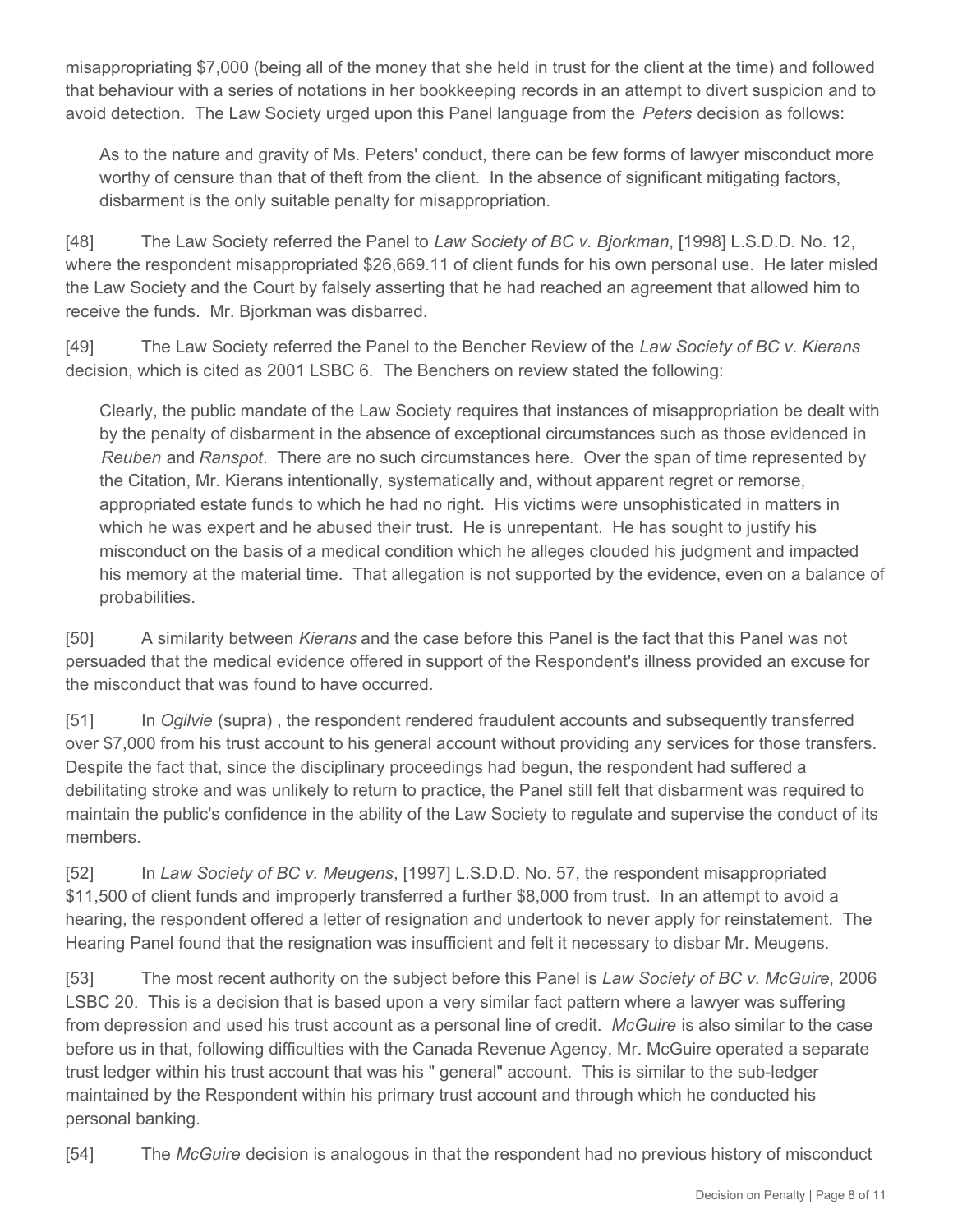misappropriating $7,000 (being all of the money that she held in trust for the client at the time) and followed that behaviour with a series of notations in her bookkeeping records in an attempt to divert suspicion and to avoid detection. The Law Society urged upon this Panel language from the *Peters* decision as follows:

> As to the nature and gravity of Ms. Peters' conduct, there can be few forms of lawyer misconduct more worthy of censure than that of theft from the client. In the absence of significant mitigating factors, disbarment is the only suitable penalty for misappropriation.

[48] The Law Society referred the Panel to *Law Society of BC v. Bjorkman*, [1998] L.S.D.D. No. 12, where the respondent misappropriated $26,669.11 of client funds for his own personal use. He later misled the Law Society and the Court by falsely asserting that he had reached an agreement that allowed him to receive the funds. Mr. Bjorkman was disbarred.

[49] The Law Society referred the Panel to the Bencher Review of the *Law Society of BC v. Kierans* decision, which is cited as 2001 LSBC 6. The Benchers on review stated the following:

> Clearly, the public mandate of the Law Society requires that instances of misappropriation be dealt with by the penalty of disbarment in the absence of exceptional circumstances such as those evidenced in *Reuben* and *Ranspot*. There are no such circumstances here. Over the span of time represented by the Citation, Mr. Kierans intentionally, systematically and, without apparent regret or remorse, appropriated estate funds to which he had no right. His victims were unsophisticated in matters in which he was expert and he abused their trust. He is unrepentant. He has sought to justify his misconduct on the basis of a medical condition which he alleges clouded his judgment and impacted his memory at the material time. That allegation is not supported by the evidence, even on a balance of probabilities.

[50] A similarity between *Kierans* and the case before this Panel is the fact that this Panel was not persuaded that the medical evidence offered in support of the Respondent's illness provided an excuse for the misconduct that was found to have occurred.

[51] In *Ogilvie* (supra) , the respondent rendered fraudulent accounts and subsequently transferred over $7,000 from his trust account to his general account without providing any services for those transfers. Despite the fact that, since the disciplinary proceedings had begun, the respondent had suffered a debilitating stroke and was unlikely to return to practice, the Panel still felt that disbarment was required to maintain the public's confidence in the ability of the Law Society to regulate and supervise the conduct of its members.

[52] In *Law Society of BC v. Meugens*, [1997] L.S.D.D. No. 57, the respondent misappropriated $11,500 of client funds and improperly transferred a further $8,000 from trust. In an attempt to avoid a hearing, the respondent offered a letter of resignation and undertook to never apply for reinstatement. The Hearing Panel found that the resignation was insufficient and felt it necessary to disbar Mr. Meugens.

[53] The most recent authority on the subject before this Panel is *Law Society of BC v. McGuire*, 2006 LSBC 20. This is a decision that is based upon a very similar fact pattern where a lawyer was suffering from depression and used his trust account as a personal line of credit. *McGuire* is also similar to the case before us in that, following difficulties with the Canada Revenue Agency, Mr. McGuire operated a separate trust ledger within his trust account that was his " general" account. This is similar to the sub-ledger maintained by the Respondent within his primary trust account and through which he conducted his personal banking.

[54] The *McGuire* decision is analogous in that the respondent had no previous history of misconduct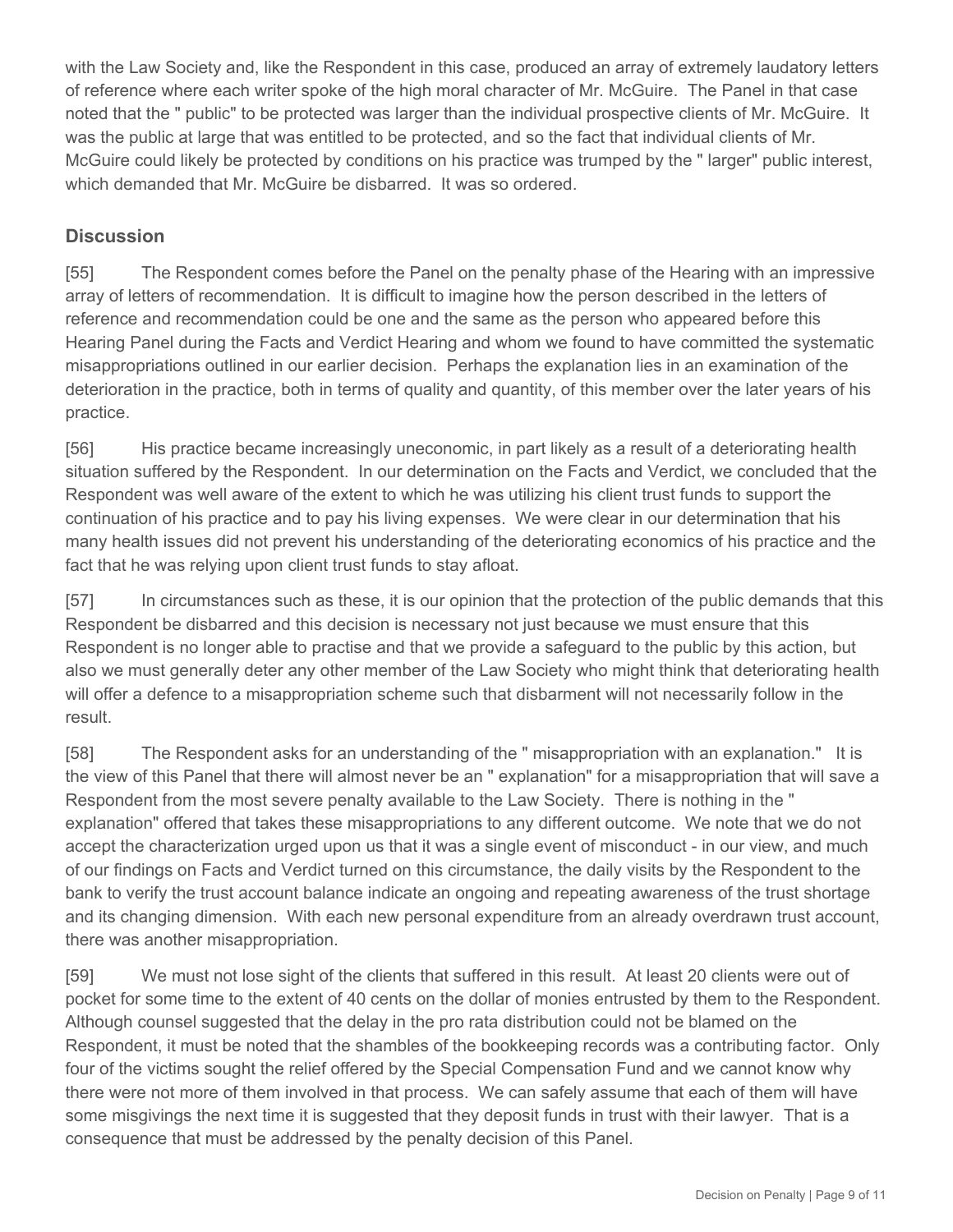with the Law Society and, like the Respondent in this case, produced an array of extremely laudatory letters of reference where each writer spoke of the high moral character of Mr. McGuire. The Panel in that case noted that the " public" to be protected was larger than the individual prospective clients of Mr. McGuire. It was the public at large that was entitled to be protected, and so the fact that individual clients of Mr. McGuire could likely be protected by conditions on his practice was trumped by the " larger" public interest, which demanded that Mr. McGuire be disbarred. It was so ordered.

## Discussion

[55] The Respondent comes before the Panel on the penalty phase of the Hearing with an impressive array of letters of recommendation. It is difficult to imagine how the person described in the letters of reference and recommendation could be one and the same as the person who appeared before this Hearing Panel during the Facts and Verdict Hearing and whom we found to have committed the systematic misappropriations outlined in our earlier decision. Perhaps the explanation lies in an examination of the deterioration in the practice, both in terms of quality and quantity, of this member over the later years of his practice.

[56] His practice became increasingly uneconomic, in part likely as a result of a deteriorating health situation suffered by the Respondent. In our determination on the Facts and Verdict, we concluded that the Respondent was well aware of the extent to which he was utilizing his client trust funds to support the continuation of his practice and to pay his living expenses. We were clear in our determination that his many health issues did not prevent his understanding of the deteriorating economics of his practice and the fact that he was relying upon client trust funds to stay afloat.

[57] In circumstances such as these, it is our opinion that the protection of the public demands that this Respondent be disbarred and this decision is necessary not just because we must ensure that this Respondent is no longer able to practise and that we provide a safeguard to the public by this action, but also we must generally deter any other member of the Law Society who might think that deteriorating health will offer a defence to a misappropriation scheme such that disbarment will not necessarily follow in the result.

[58] The Respondent asks for an understanding of the " misappropriation with an explanation." It is the view of this Panel that there will almost never be an " explanation" for a misappropriation that will save a Respondent from the most severe penalty available to the Law Society. There is nothing in the " explanation" offered that takes these misappropriations to any different outcome. We note that we do not accept the characterization urged upon us that it was a single event of misconduct - in our view, and much of our findings on Facts and Verdict turned on this circumstance, the daily visits by the Respondent to the bank to verify the trust account balance indicate an ongoing and repeating awareness of the trust shortage and its changing dimension. With each new personal expenditure from an already overdrawn trust account, there was another misappropriation.

[59] We must not lose sight of the clients that suffered in this result. At least 20 clients were out of pocket for some time to the extent of 40 cents on the dollar of monies entrusted by them to the Respondent. Although counsel suggested that the delay in the pro rata distribution could not be blamed on the Respondent, it must be noted that the shambles of the bookkeeping records was a contributing factor. Only four of the victims sought the relief offered by the Special Compensation Fund and we cannot know why there were not more of them involved in that process. We can safely assume that each of them will have some misgivings the next time it is suggested that they deposit funds in trust with their lawyer. That is a consequence that must be addressed by the penalty decision of this Panel.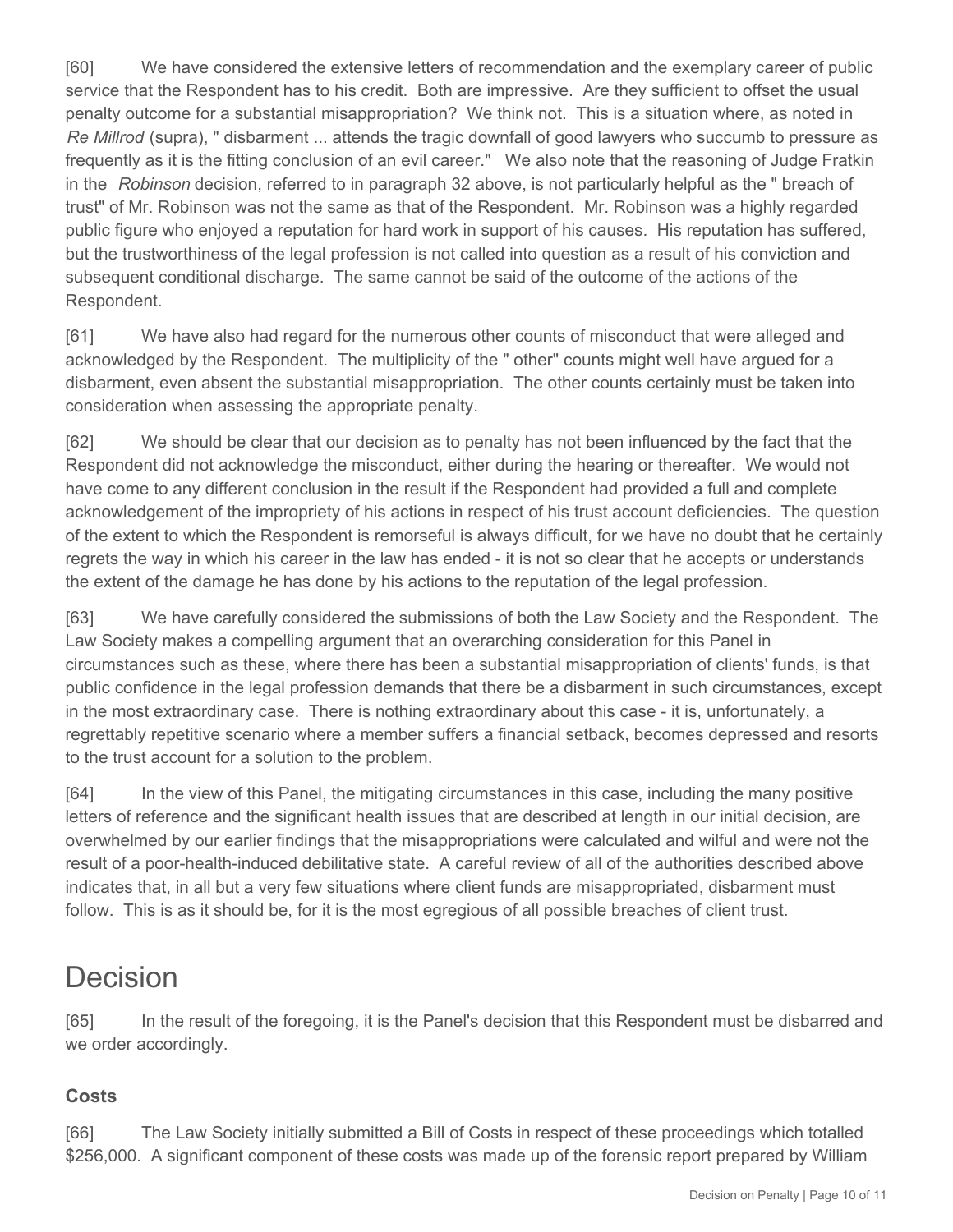[60] We have considered the extensive letters of recommendation and the exemplary career of public service that the Respondent has to his credit. Both are impressive. Are they sufficient to offset the usual penalty outcome for a substantial misappropriation? We think not. This is a situation where, as noted in *Re Millrod* (supra), " disbarment ... attends the tragic downfall of good lawyers who succumb to pressure as frequently as it is the fitting conclusion of an evil career." We also note that the reasoning of Judge Fratkin in the *Robinson* decision, referred to in paragraph 32 above, is not particularly helpful as the " breach of trust" of Mr. Robinson was not the same as that of the Respondent. Mr. Robinson was a highly regarded public figure who enjoyed a reputation for hard work in support of his causes. His reputation has suffered, but the trustworthiness of the legal profession is not called into question as a result of his conviction and subsequent conditional discharge. The same cannot be said of the outcome of the actions of the Respondent.

[61] We have also had regard for the numerous other counts of misconduct that were alleged and acknowledged by the Respondent. The multiplicity of the " other" counts might well have argued for a disbarment, even absent the substantial misappropriation. The other counts certainly must be taken into consideration when assessing the appropriate penalty.

[62] We should be clear that our decision as to penalty has not been influenced by the fact that the Respondent did not acknowledge the misconduct, either during the hearing or thereafter. We would not have come to any different conclusion in the result if the Respondent had provided a full and complete acknowledgement of the impropriety of his actions in respect of his trust account deficiencies. The question of the extent to which the Respondent is remorseful is always difficult, for we have no doubt that he certainly regrets the way in which his career in the law has ended - it is not so clear that he accepts or understands the extent of the damage he has done by his actions to the reputation of the legal profession.

[63] We have carefully considered the submissions of both the Law Society and the Respondent. The Law Society makes a compelling argument that an overarching consideration for this Panel in circumstances such as these, where there has been a substantial misappropriation of clients' funds, is that public confidence in the legal profession demands that there be a disbarment in such circumstances, except in the most extraordinary case. There is nothing extraordinary about this case - it is, unfortunately, a regrettably repetitive scenario where a member suffers a financial setback, becomes depressed and resorts to the trust account for a solution to the problem.

[64] In the view of this Panel, the mitigating circumstances in this case, including the many positive letters of reference and the significant health issues that are described at length in our initial decision, are overwhelmed by our earlier findings that the misappropriations were calculated and wilful and were not the result of a poor-health-induced debilitative state. A careful review of all of the authorities described above indicates that, in all but a very few situations where client funds are misappropriated, disbarment must follow. This is as it should be, for it is the most egregious of all possible breaches of client trust.

# Decision

[65] In the result of the foregoing, it is the Panel's decision that this Respondent must be disbarred and we order accordingly.

### Costs

[66] The Law Society initially submitted a Bill of Costs in respect of these proceedings which totalled $256,000. A significant component of these costs was made up of the forensic report prepared by William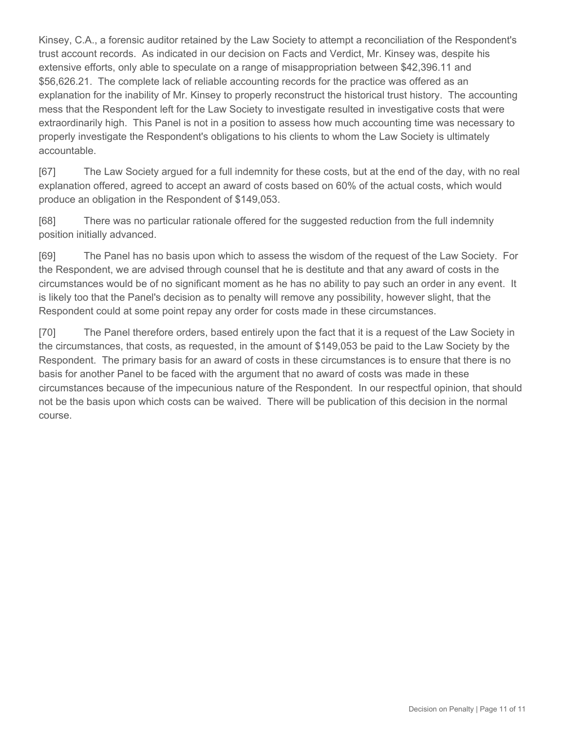Kinsey, C.A., a forensic auditor retained by the Law Society to attempt a reconciliation of the Respondent's trust account records. As indicated in our decision on Facts and Verdict, Mr. Kinsey was, despite his extensive efforts, only able to speculate on a range of misappropriation between $42,396.11 and $56,626.21. The complete lack of reliable accounting records for the practice was offered as an explanation for the inability of Mr. Kinsey to properly reconstruct the historical trust history. The accounting mess that the Respondent left for the Law Society to investigate resulted in investigative costs that were extraordinarily high. This Panel is not in a position to assess how much accounting time was necessary to properly investigate the Respondent's obligations to his clients to whom the Law Society is ultimately accountable.

[67] The Law Society argued for a full indemnity for these costs, but at the end of the day, with no real explanation offered, agreed to accept an award of costs based on 60% of the actual costs, which would produce an obligation in the Respondent of $149,053.

[68] There was no particular rationale offered for the suggested reduction from the full indemnity position initially advanced.

[69] The Panel has no basis upon which to assess the wisdom of the request of the Law Society. For the Respondent, we are advised through counsel that he is destitute and that any award of costs in the circumstances would be of no significant moment as he has no ability to pay such an order in any event. It is likely too that the Panel's decision as to penalty will remove any possibility, however slight, that the Respondent could at some point repay any order for costs made in these circumstances.

[70] The Panel therefore orders, based entirely upon the fact that it is a request of the Law Society in the circumstances, that costs, as requested, in the amount of $149,053 be paid to the Law Society by the Respondent. The primary basis for an award of costs in these circumstances is to ensure that there is no basis for another Panel to be faced with the argument that no award of costs was made in these circumstances because of the impecunious nature of the Respondent. In our respectful opinion, that should not be the basis upon which costs can be waived. There will be publication of this decision in the normal course.